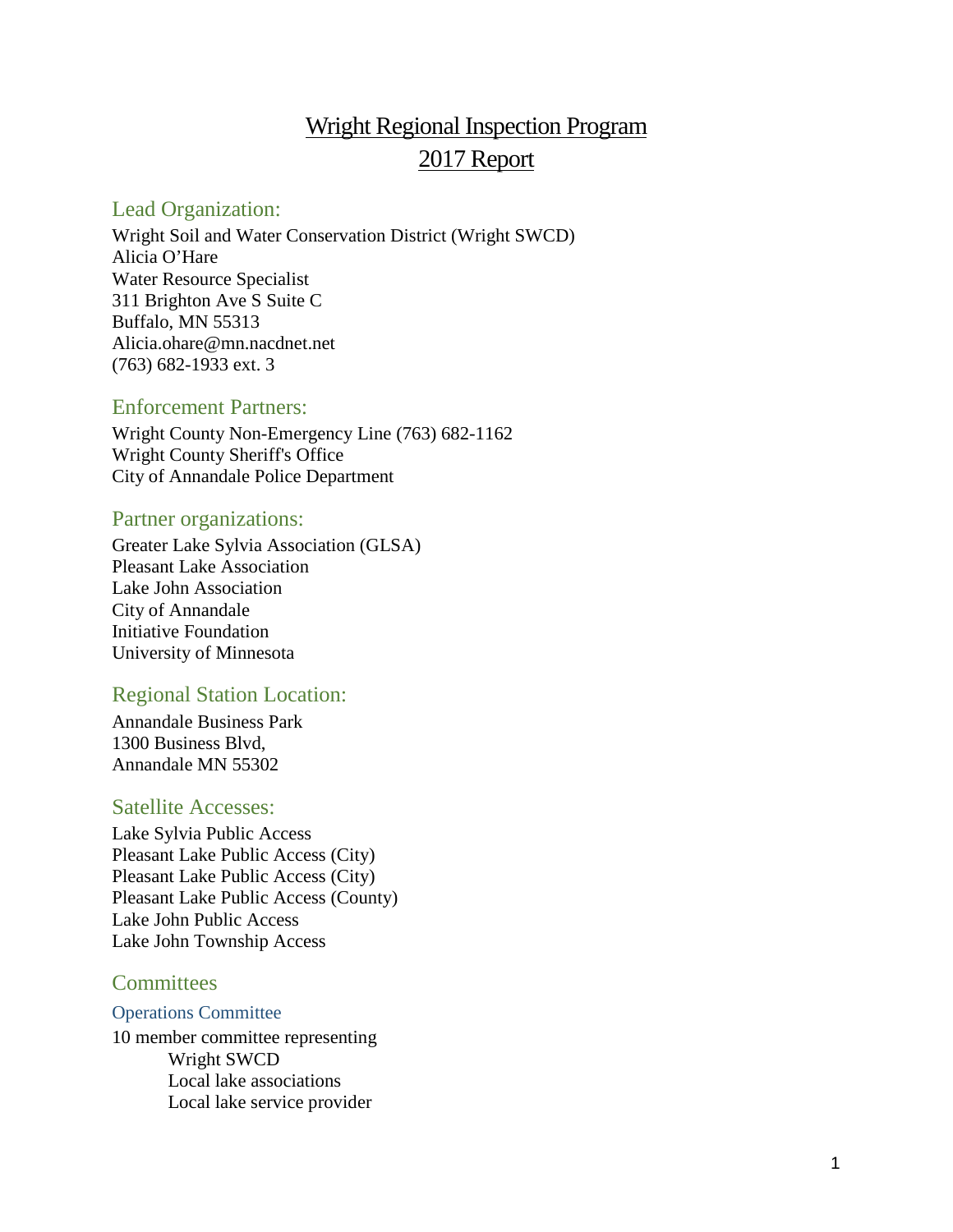# Wright Regional Inspection Program
# 2017 Report

## Lead Organization:

Wright Soil and Water Conservation District (Wright SWCD)
Alicia O'Hare
Water Resource Specialist
311 Brighton Ave S Suite C
Buffalo, MN 55313
Alicia.ohare@mn.nacdnet.net
(763) 682-1933 ext. 3

## Enforcement Partners:

Wright County Non-Emergency Line (763) 682-1162
Wright County Sheriff's Office
City of Annandale Police Department

## Partner organizations:

Greater Lake Sylvia Association (GLSA)
Pleasant Lake Association
Lake John Association
City of Annandale
Initiative Foundation
University of Minnesota

## Regional Station Location:

Annandale Business Park
1300 Business Blvd,
Annandale MN 55302

## Satellite Accesses:

Lake Sylvia Public Access
Pleasant Lake Public Access (City)
Pleasant Lake Public Access (City)
Pleasant Lake Public Access (County)
Lake John Public Access
Lake John Township Access

## Committees

### Operations Committee

10 member committee representing
- Wright SWCD
- Local lake associations
- Local lake service provider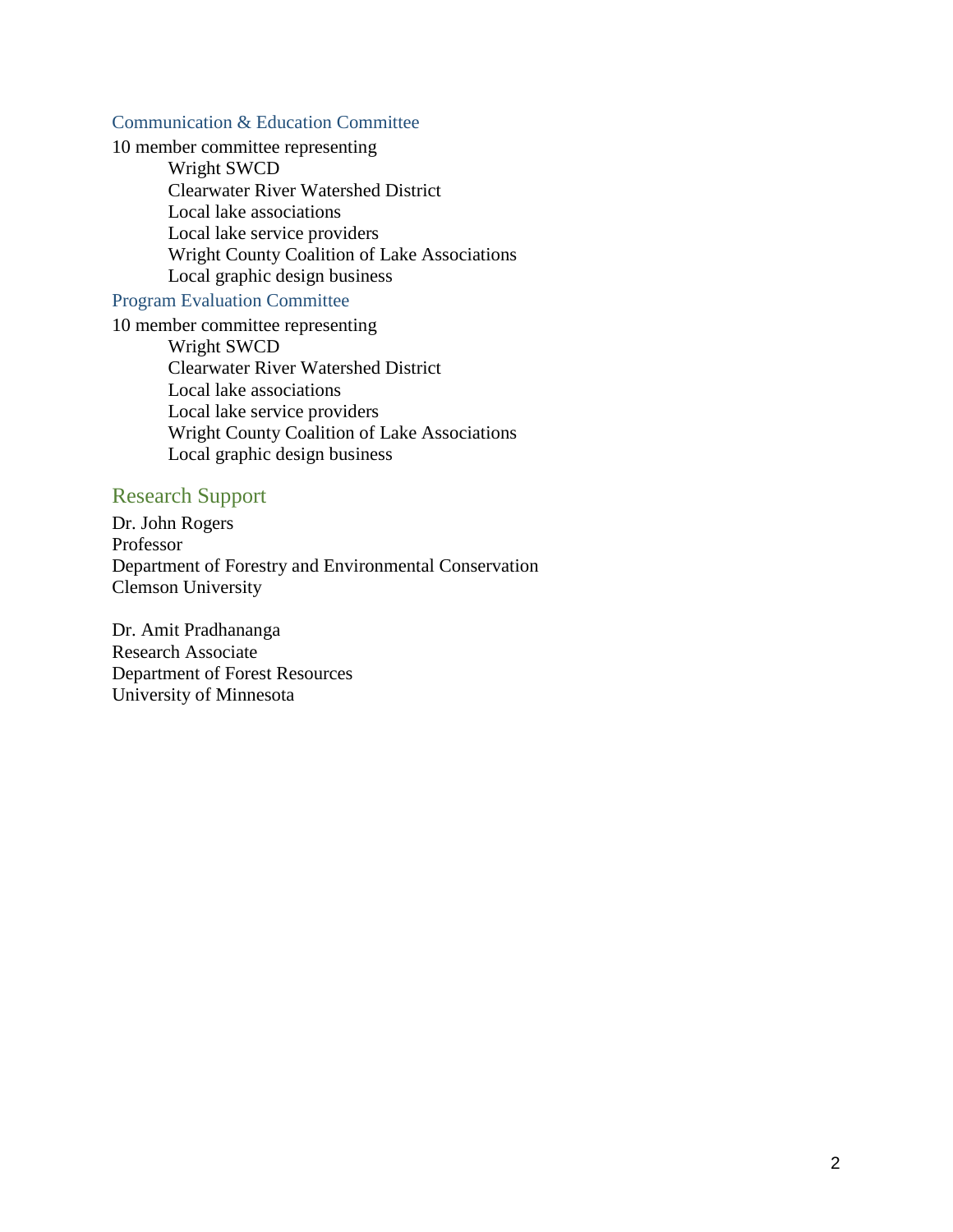### Communication & Education Committee

10 member committee representing

- Wright SWCD
- Clearwater River Watershed District
- Local lake associations
- Local lake service providers
- Wright County Coalition of Lake Associations
- Local graphic design business

### Program Evaluation Committee

10 member committee representing

- Wright SWCD
- Clearwater River Watershed District
- Local lake associations
- Local lake service providers
- Wright County Coalition of Lake Associations
- Local graphic design business

## Research Support

Dr. John Rogers
Professor
Department of Forestry and Environmental Conservation
Clemson University

Dr. Amit Pradhananga
Research Associate
Department of Forest Resources
University of Minnesota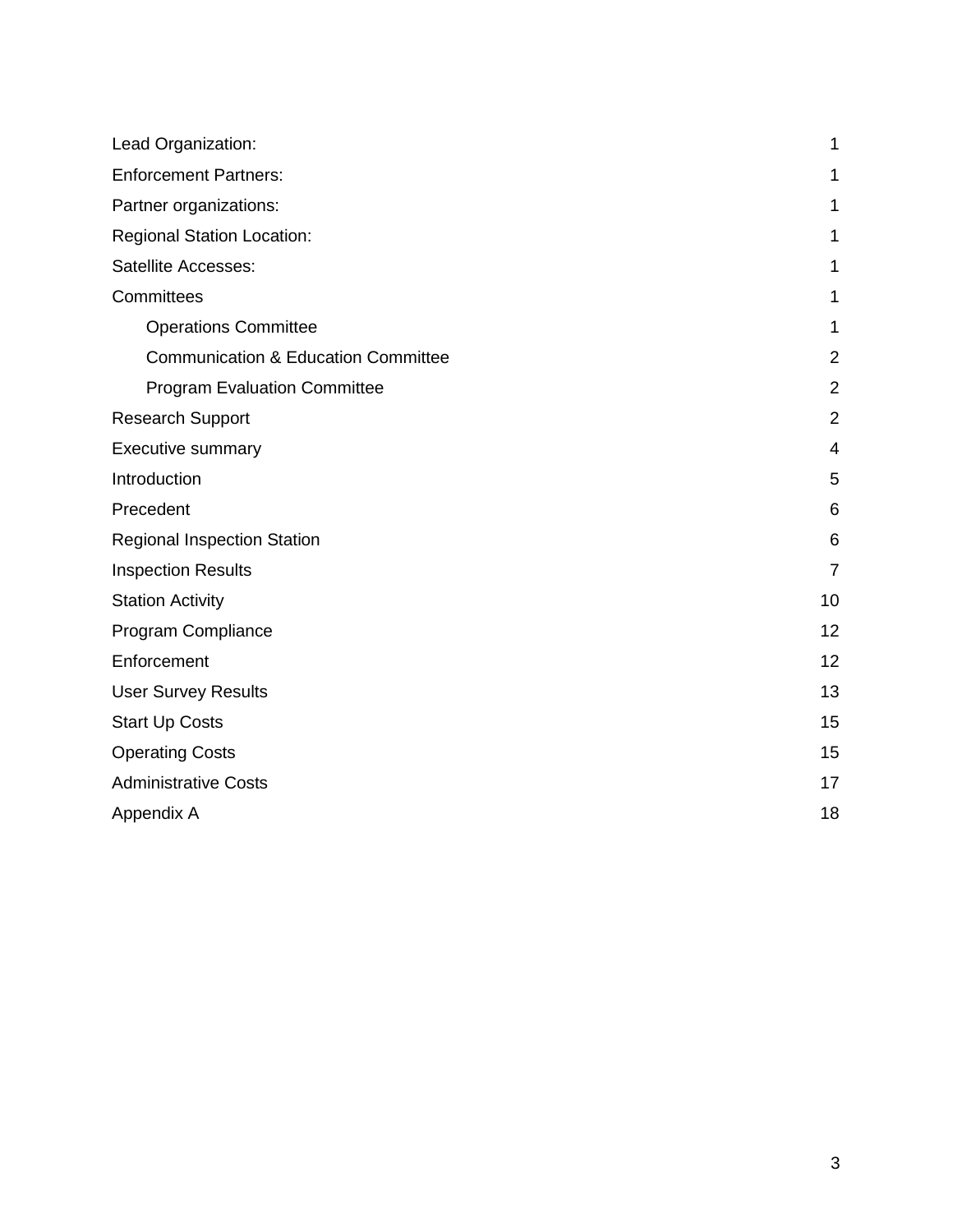| | |
|---|---|
| Lead Organization: | 1 |
| Enforcement Partners: | 1 |
| Partner organizations: | 1 |
| Regional Station Location: | 1 |
| Satellite Accesses: | 1 |
| Committees | 1 |
| &nbsp;&nbsp;&nbsp;&nbsp;Operations Committee | 1 |
| &nbsp;&nbsp;&nbsp;&nbsp;Communication & Education Committee | 2 |
| &nbsp;&nbsp;&nbsp;&nbsp;Program Evaluation Committee | 2 |
| Research Support | 2 |
| Executive summary | 4 |
| Introduction | 5 |
| Precedent | 6 |
| Regional Inspection Station | 6 |
| Inspection Results | 7 |
| Station Activity | 10 |
| Program Compliance | 12 |
| Enforcement | 12 |
| User Survey Results | 13 |
| Start Up Costs | 15 |
| Operating Costs | 15 |
| Administrative Costs | 17 |
| Appendix A | 18 |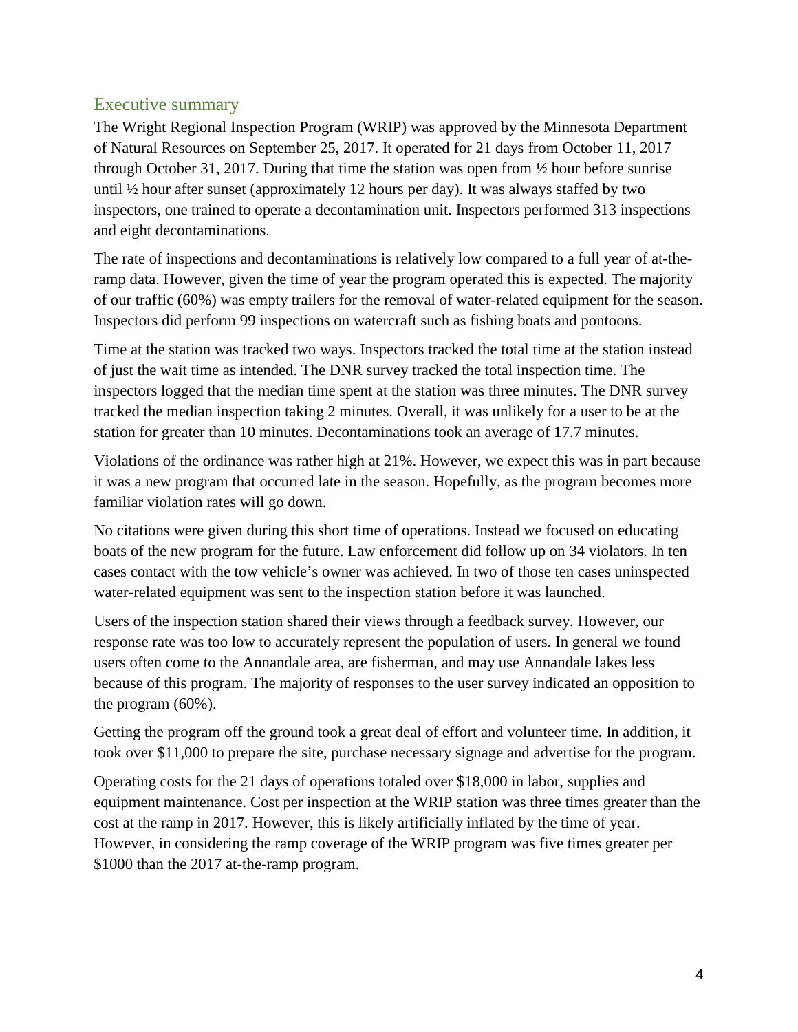## Executive summary

The Wright Regional Inspection Program (WRIP) was approved by the Minnesota Department of Natural Resources on September 25, 2017. It operated for 21 days from October 11, 2017 through October 31, 2017. During that time the station was open from ½ hour before sunrise until ½ hour after sunset (approximately 12 hours per day). It was always staffed by two inspectors, one trained to operate a decontamination unit. Inspectors performed 313 inspections and eight decontaminations.

The rate of inspections and decontaminations is relatively low compared to a full year of at-the-ramp data. However, given the time of year the program operated this is expected. The majority of our traffic (60%) was empty trailers for the removal of water-related equipment for the season. Inspectors did perform 99 inspections on watercraft such as fishing boats and pontoons.

Time at the station was tracked two ways. Inspectors tracked the total time at the station instead of just the wait time as intended. The DNR survey tracked the total inspection time. The inspectors logged that the median time spent at the station was three minutes. The DNR survey tracked the median inspection taking 2 minutes. Overall, it was unlikely for a user to be at the station for greater than 10 minutes. Decontaminations took an average of 17.7 minutes.

Violations of the ordinance was rather high at 21%. However, we expect this was in part because it was a new program that occurred late in the season. Hopefully, as the program becomes more familiar violation rates will go down.

No citations were given during this short time of operations. Instead we focused on educating boats of the new program for the future. Law enforcement did follow up on 34 violators. In ten cases contact with the tow vehicle's owner was achieved. In two of those ten cases uninspected water-related equipment was sent to the inspection station before it was launched.

Users of the inspection station shared their views through a feedback survey. However, our response rate was too low to accurately represent the population of users. In general we found users often come to the Annandale area, are fisherman, and may use Annandale lakes less because of this program. The majority of responses to the user survey indicated an opposition to the program (60%).

Getting the program off the ground took a great deal of effort and volunteer time. In addition, it took over $11,000 to prepare the site, purchase necessary signage and advertise for the program.

Operating costs for the 21 days of operations totaled over $18,000 in labor, supplies and equipment maintenance. Cost per inspection at the WRIP station was three times greater than the cost at the ramp in 2017. However, this is likely artificially inflated by the time of year. However, in considering the ramp coverage of the WRIP program was five times greater per $1000 than the 2017 at-the-ramp program.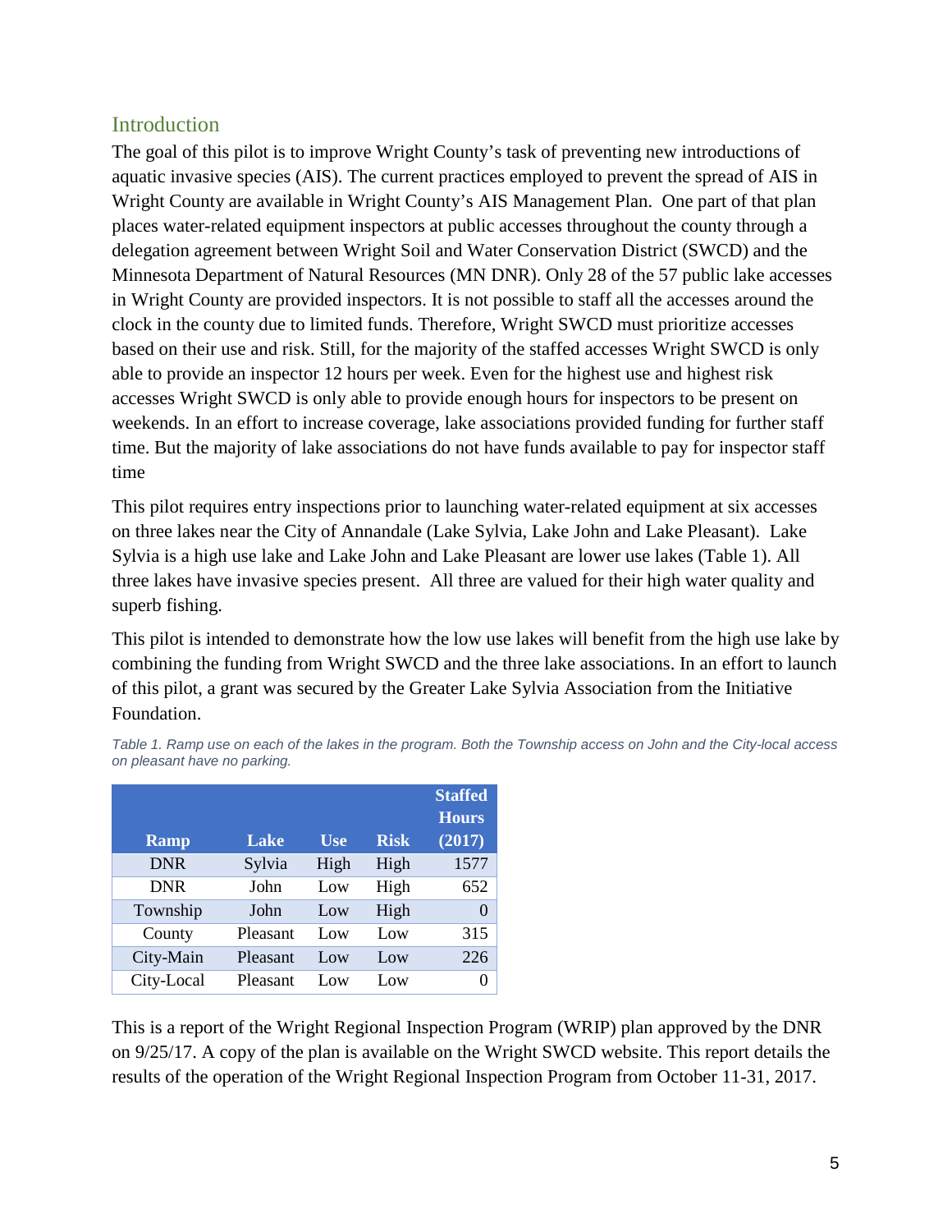## Introduction

The goal of this pilot is to improve Wright County's task of preventing new introductions of aquatic invasive species (AIS). The current practices employed to prevent the spread of AIS in Wright County are available in Wright County's AIS Management Plan. One part of that plan places water-related equipment inspectors at public accesses throughout the county through a delegation agreement between Wright Soil and Water Conservation District (SWCD) and the Minnesota Department of Natural Resources (MN DNR). Only 28 of the 57 public lake accesses in Wright County are provided inspectors. It is not possible to staff all the accesses around the clock in the county due to limited funds. Therefore, Wright SWCD must prioritize accesses based on their use and risk. Still, for the majority of the staffed accesses Wright SWCD is only able to provide an inspector 12 hours per week. Even for the highest use and highest risk accesses Wright SWCD is only able to provide enough hours for inspectors to be present on weekends. In an effort to increase coverage, lake associations provided funding for further staff time. But the majority of lake associations do not have funds available to pay for inspector staff time

This pilot requires entry inspections prior to launching water-related equipment at six accesses on three lakes near the City of Annandale (Lake Sylvia, Lake John and Lake Pleasant). Lake Sylvia is a high use lake and Lake John and Lake Pleasant are lower use lakes (Table 1). All three lakes have invasive species present. All three are valued for their high water quality and superb fishing.

This pilot is intended to demonstrate how the low use lakes will benefit from the high use lake by combining the funding from Wright SWCD and the three lake associations. In an effort to launch of this pilot, a grant was secured by the Greater Lake Sylvia Association from the Initiative Foundation.

*Table 1. Ramp use on each of the lakes in the program. Both the Township access on John and the City-local access on pleasant have no parking.*

| Ramp | Lake | Use | Risk | Staffed Hours (2017) |
|---|---|---|---|---|
| DNR | Sylvia | High | High | 1577 |
| DNR | John | Low | High | 652 |
| Township | John | Low | High | 0 |
| County | Pleasant | Low | Low | 315 |
| City-Main | Pleasant | Low | Low | 226 |
| City-Local | Pleasant | Low | Low | 0 |

This is a report of the Wright Regional Inspection Program (WRIP) plan approved by the DNR on 9/25/17. A copy of the plan is available on the Wright SWCD website. This report details the results of the operation of the Wright Regional Inspection Program from October 11-31, 2017.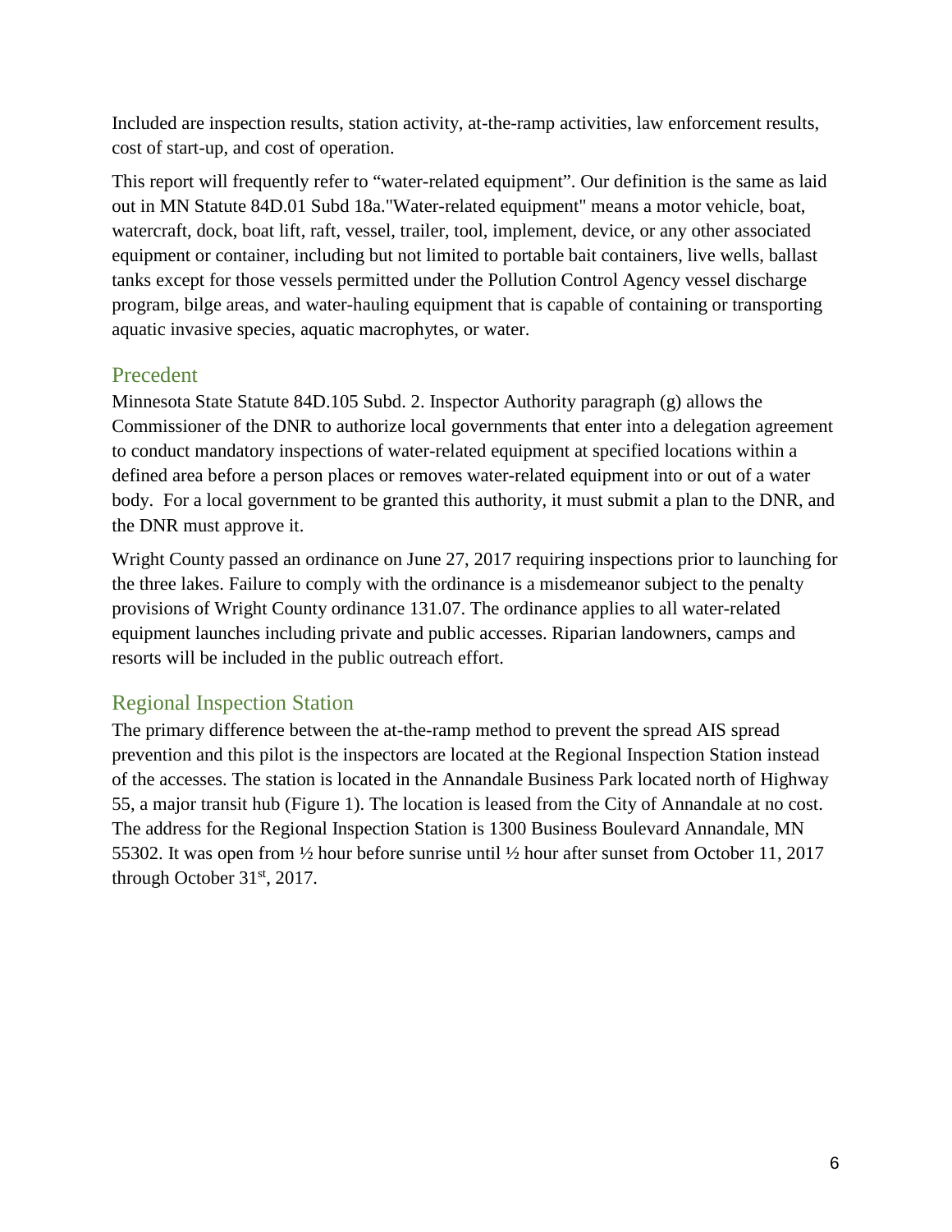Included are inspection results, station activity, at-the-ramp activities, law enforcement results, cost of start-up, and cost of operation.

This report will frequently refer to “water-related equipment”. Our definition is the same as laid out in MN Statute 84D.01 Subd 18a."Water-related equipment" means a motor vehicle, boat, watercraft, dock, boat lift, raft, vessel, trailer, tool, implement, device, or any other associated equipment or container, including but not limited to portable bait containers, live wells, ballast tanks except for those vessels permitted under the Pollution Control Agency vessel discharge program, bilge areas, and water-hauling equipment that is capable of containing or transporting aquatic invasive species, aquatic macrophytes, or water.

## Precedent

Minnesota State Statute 84D.105 Subd. 2. Inspector Authority paragraph (g) allows the Commissioner of the DNR to authorize local governments that enter into a delegation agreement to conduct mandatory inspections of water-related equipment at specified locations within a defined area before a person places or removes water-related equipment into or out of a water body. For a local government to be granted this authority, it must submit a plan to the DNR, and the DNR must approve it.

Wright County passed an ordinance on June 27, 2017 requiring inspections prior to launching for the three lakes. Failure to comply with the ordinance is a misdemeanor subject to the penalty provisions of Wright County ordinance 131.07. The ordinance applies to all water-related equipment launches including private and public accesses. Riparian landowners, camps and resorts will be included in the public outreach effort.

## Regional Inspection Station

The primary difference between the at-the-ramp method to prevent the spread AIS spread prevention and this pilot is the inspectors are located at the Regional Inspection Station instead of the accesses. The station is located in the Annandale Business Park located north of Highway 55, a major transit hub (Figure 1). The location is leased from the City of Annandale at no cost. The address for the Regional Inspection Station is 1300 Business Boulevard Annandale, MN 55302. It was open from ½ hour before sunrise until ½ hour after sunset from October 11, 2017 through October 31st, 2017.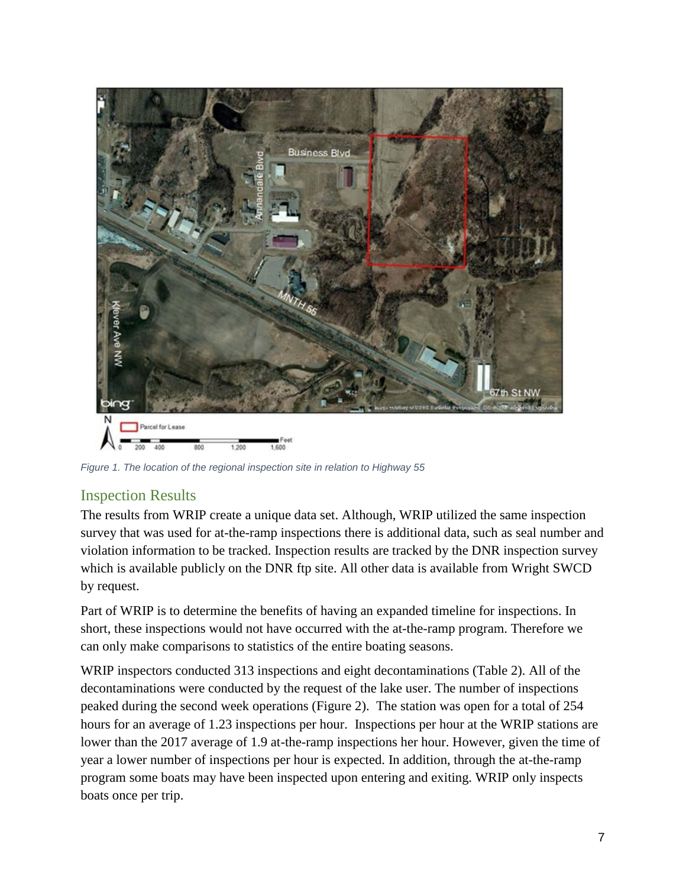Figure 1. The location of the regional inspection site in relation to Highway 55

## Inspection Results

The results from WRIP create a unique data set. Although, WRIP utilized the same inspection survey that was used for at-the-ramp inspections there is additional data, such as seal number and violation information to be tracked. Inspection results are tracked by the DNR inspection survey which is available publicly on the DNR ftp site. All other data is available from Wright SWCD by request.

Part of WRIP is to determine the benefits of having an expanded timeline for inspections. In short, these inspections would not have occurred with the at-the-ramp program. Therefore we can only make comparisons to statistics of the entire boating seasons.

WRIP inspectors conducted 313 inspections and eight decontaminations (Table 2). All of the decontaminations were conducted by the request of the lake user. The number of inspections peaked during the second week operations (Figure 2). The station was open for a total of 254 hours for an average of 1.23 inspections per hour. Inspections per hour at the WRIP stations are lower than the 2017 average of 1.9 at-the-ramp inspections her hour. However, given the time of year a lower number of inspections per hour is expected. In addition, through the at-the-ramp program some boats may have been inspected upon entering and exiting. WRIP only inspects boats once per trip.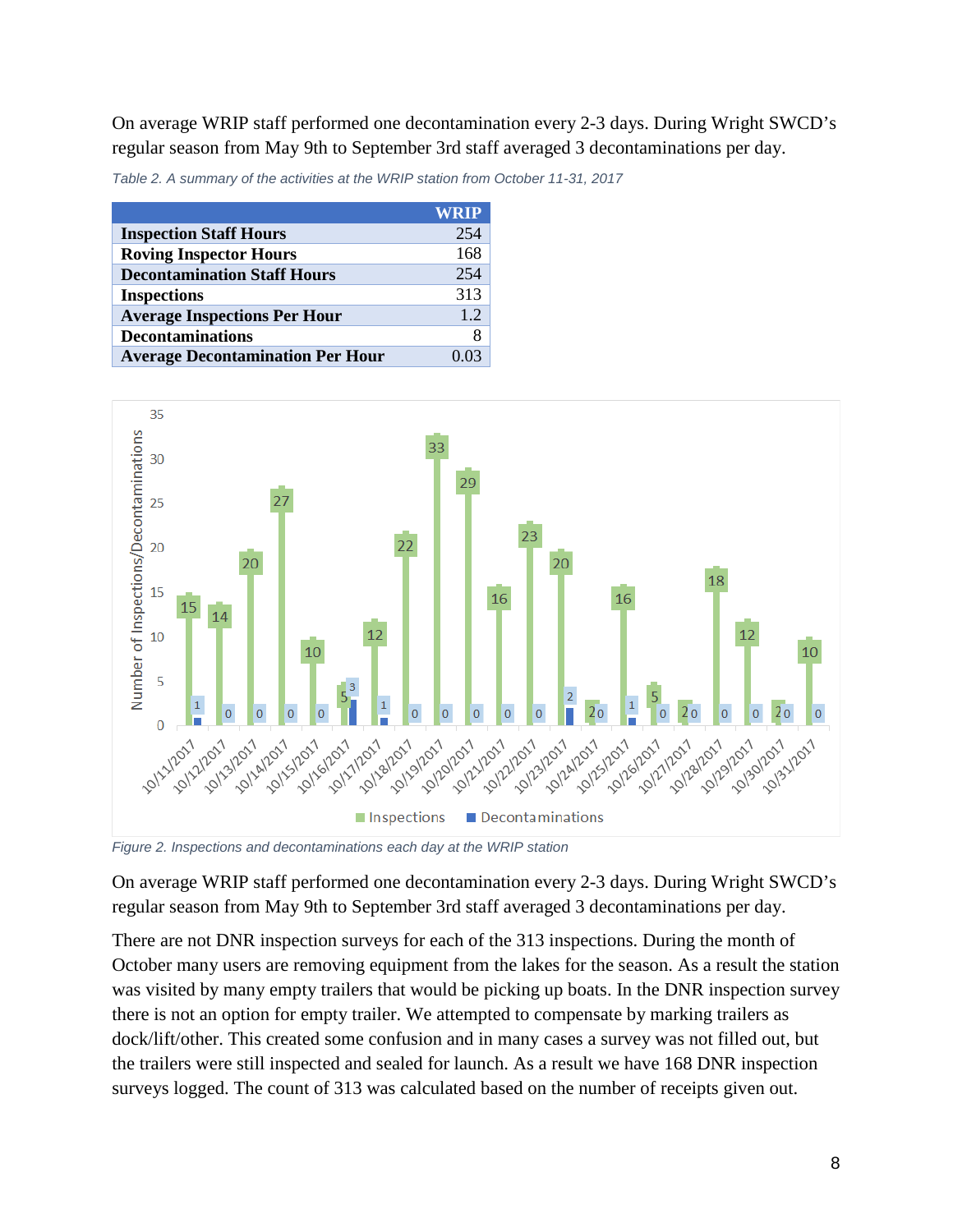On average WRIP staff performed one decontamination every 2-3 days. During Wright SWCD's regular season from May 9th to September 3rd staff averaged 3 decontaminations per day.

*Table 2. A summary of the activities at the WRIP station from October 11-31, 2017*

| | WRIP |
|---|---|
| **Inspection Staff Hours** | 254 |
| **Roving Inspector Hours** | 168 |
| **Decontamination Staff Hours** | 254 |
| **Inspections** | 313 |
| **Average Inspections Per Hour** | 1.2 |
| **Decontaminations** | 8 |
| **Average Decontamination Per Hour** | 0.03 |

*Figure 2. Inspections and decontaminations each day at the WRIP station*

On average WRIP staff performed one decontamination every 2-3 days. During Wright SWCD's regular season from May 9th to September 3rd staff averaged 3 decontaminations per day.

There are not DNR inspection surveys for each of the 313 inspections. During the month of October many users are removing equipment from the lakes for the season. As a result the station was visited by many empty trailers that would be picking up boats. In the DNR inspection survey there is not an option for empty trailer. We attempted to compensate by marking trailers as dock/lift/other. This created some confusion and in many cases a survey was not filled out, but the trailers were still inspected and sealed for launch. As a result we have 168 DNR inspection surveys logged. The count of 313 was calculated based on the number of receipts given out.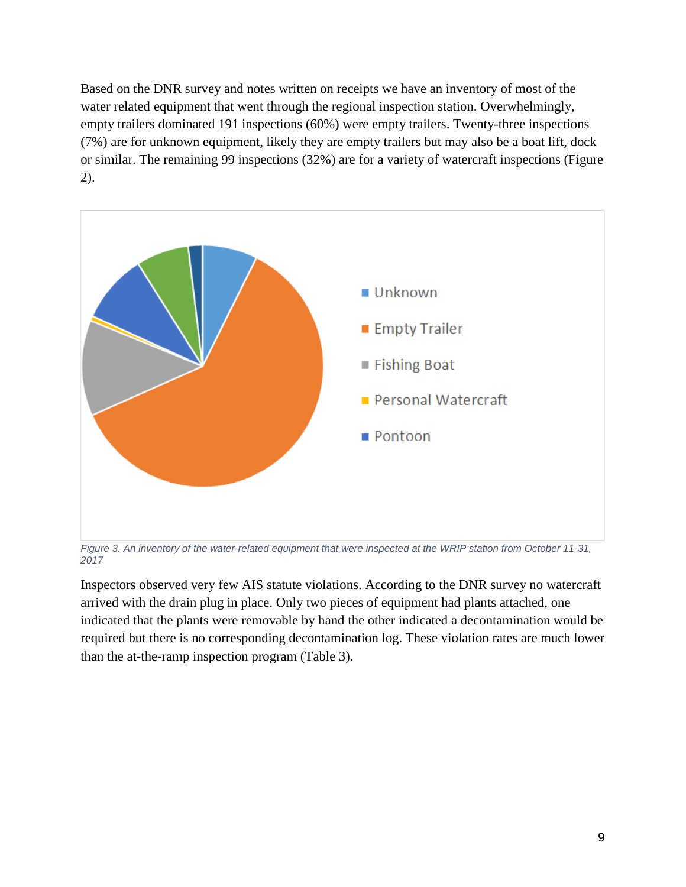Based on the DNR survey and notes written on receipts we have an inventory of most of the water related equipment that went through the regional inspection station. Overwhelmingly, empty trailers dominated 191 inspections (60%) were empty trailers. Twenty-three inspections (7%) are for unknown equipment, likely they are empty trailers but may also be a boat lift, dock or similar. The remaining 99 inspections (32%) are for a variety of watercraft inspections (Figure 2).

*Figure 3. An inventory of the water-related equipment that were inspected at the WRIP station from October 11-31, 2017*

Inspectors observed very few AIS statute violations. According to the DNR survey no watercraft arrived with the drain plug in place. Only two pieces of equipment had plants attached, one indicated that the plants were removable by hand the other indicated a decontamination would be required but there is no corresponding decontamination log. These violation rates are much lower than the at-the-ramp inspection program (Table 3).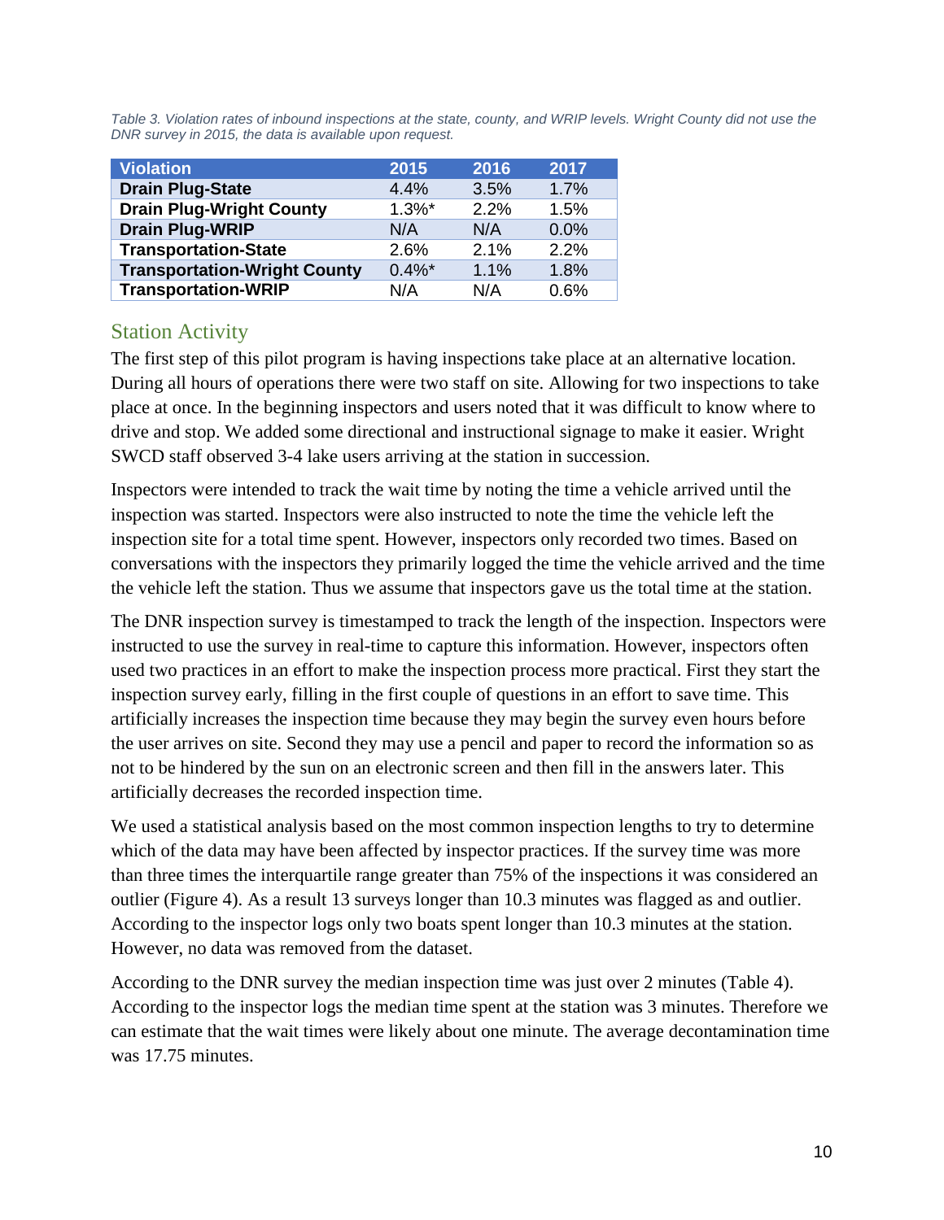*Table 3. Violation rates of inbound inspections at the state, county, and WRIP levels. Wright County did not use the DNR survey in 2015, the data is available upon request.*

| Violation | 2015 | 2016 | 2017 |
|---|---|---|---|
| **Drain Plug-State** | 4.4% | 3.5% | 1.7% |
| **Drain Plug-Wright County** | 1.3%* | 2.2% | 1.5% |
| **Drain Plug-WRIP** | N/A | N/A | 0.0% |
| **Transportation-State** | 2.6% | 2.1% | 2.2% |
| **Transportation-Wright County** | 0.4%* | 1.1% | 1.8% |
| **Transportation-WRIP** | N/A | N/A | 0.6% |

## Station Activity

The first step of this pilot program is having inspections take place at an alternative location. During all hours of operations there were two staff on site. Allowing for two inspections to take place at once. In the beginning inspectors and users noted that it was difficult to know where to drive and stop. We added some directional and instructional signage to make it easier. Wright SWCD staff observed 3-4 lake users arriving at the station in succession.

Inspectors were intended to track the wait time by noting the time a vehicle arrived until the inspection was started. Inspectors were also instructed to note the time the vehicle left the inspection site for a total time spent. However, inspectors only recorded two times. Based on conversations with the inspectors they primarily logged the time the vehicle arrived and the time the vehicle left the station. Thus we assume that inspectors gave us the total time at the station.

The DNR inspection survey is timestamped to track the length of the inspection. Inspectors were instructed to use the survey in real-time to capture this information. However, inspectors often used two practices in an effort to make the inspection process more practical. First they start the inspection survey early, filling in the first couple of questions in an effort to save time. This artificially increases the inspection time because they may begin the survey even hours before the user arrives on site. Second they may use a pencil and paper to record the information so as not to be hindered by the sun on an electronic screen and then fill in the answers later. This artificially decreases the recorded inspection time.

We used a statistical analysis based on the most common inspection lengths to try to determine which of the data may have been affected by inspector practices. If the survey time was more than three times the interquartile range greater than 75% of the inspections it was considered an outlier (Figure 4). As a result 13 surveys longer than 10.3 minutes was flagged as and outlier. According to the inspector logs only two boats spent longer than 10.3 minutes at the station. However, no data was removed from the dataset.

According to the DNR survey the median inspection time was just over 2 minutes (Table 4). According to the inspector logs the median time spent at the station was 3 minutes. Therefore we can estimate that the wait times were likely about one minute. The average decontamination time was 17.75 minutes.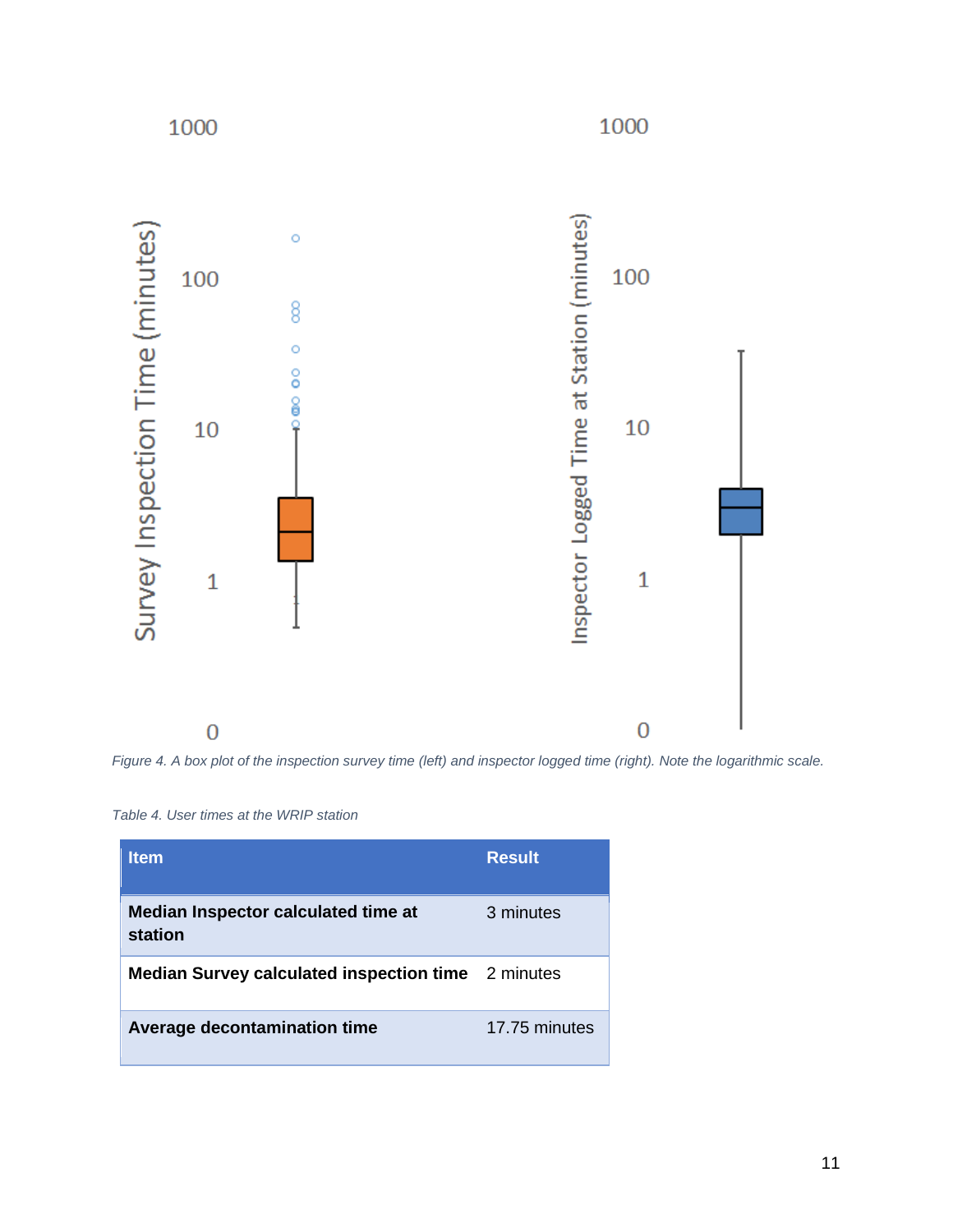*Figure 4. A box plot of the inspection survey time (left) and inspector logged time (right). Note the logarithmic scale.*

*Table 4. User times at the WRIP station*

| Item | Result |
|---|---|
| **Median Inspector calculated time at station** | 3 minutes |
| **Median Survey calculated inspection time** | 2 minutes |
| **Average decontamination time** | 17.75 minutes |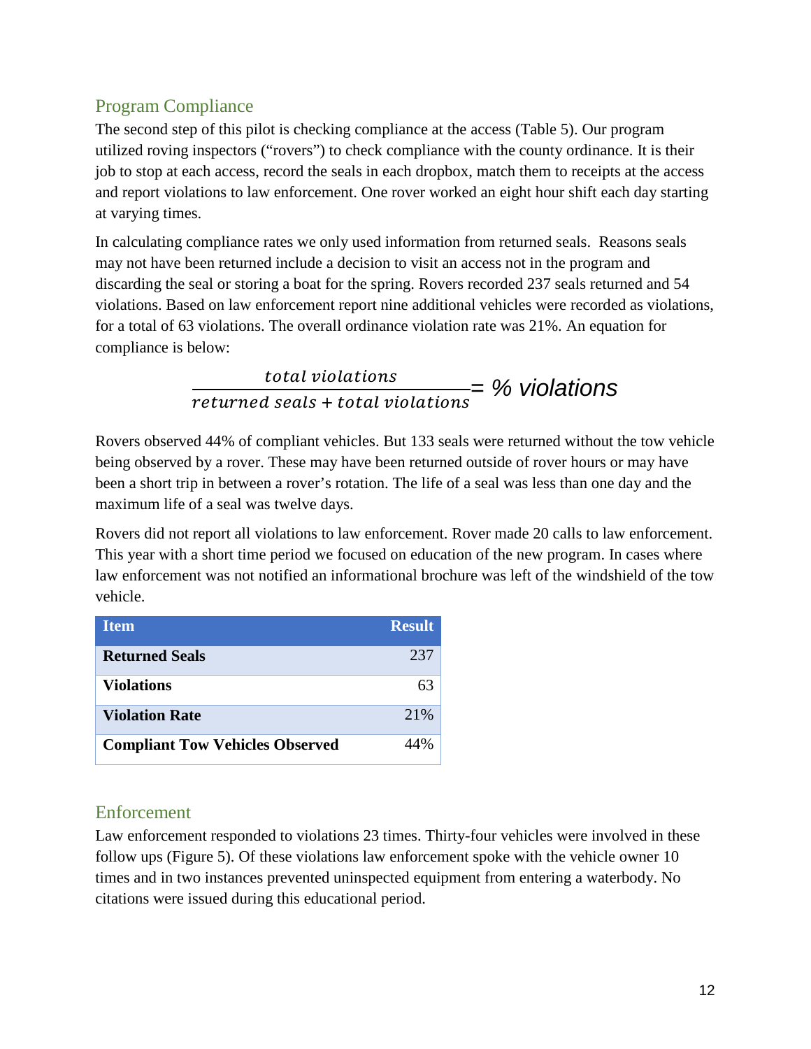## Program Compliance

The second step of this pilot is checking compliance at the access (Table 5). Our program utilized roving inspectors ("rovers") to check compliance with the county ordinance. It is their job to stop at each access, record the seals in each dropbox, match them to receipts at the access and report violations to law enforcement. One rover worked an eight hour shift each day starting at varying times.

In calculating compliance rates we only used information from returned seals. Reasons seals may not have been returned include a decision to visit an access not in the program and discarding the seal or storing a boat for the spring. Rovers recorded 237 seals returned and 54 violations. Based on law enforcement report nine additional vehicles were recorded as violations, for a total of 63 violations. The overall ordinance violation rate was 21%. An equation for compliance is below:

$$\frac{total\ violations}{returned\ seals + total\ violations} = \%\ violations$$

Rovers observed 44% of compliant vehicles. But 133 seals were returned without the tow vehicle being observed by a rover. These may have been returned outside of rover hours or may have been a short trip in between a rover's rotation. The life of a seal was less than one day and the maximum life of a seal was twelve days.

Rovers did not report all violations to law enforcement. Rover made 20 calls to law enforcement. This year with a short time period we focused on education of the new program. In cases where law enforcement was not notified an informational brochure was left of the windshield of the tow vehicle.

| Item | Result |
|---|---|
| **Returned Seals** | 237 |
| **Violations** | 63 |
| **Violation Rate** | 21% |
| **Compliant Tow Vehicles Observed** | 44% |

## Enforcement

Law enforcement responded to violations 23 times. Thirty-four vehicles were involved in these follow ups (Figure 5). Of these violations law enforcement spoke with the vehicle owner 10 times and in two instances prevented uninspected equipment from entering a waterbody. No citations were issued during this educational period.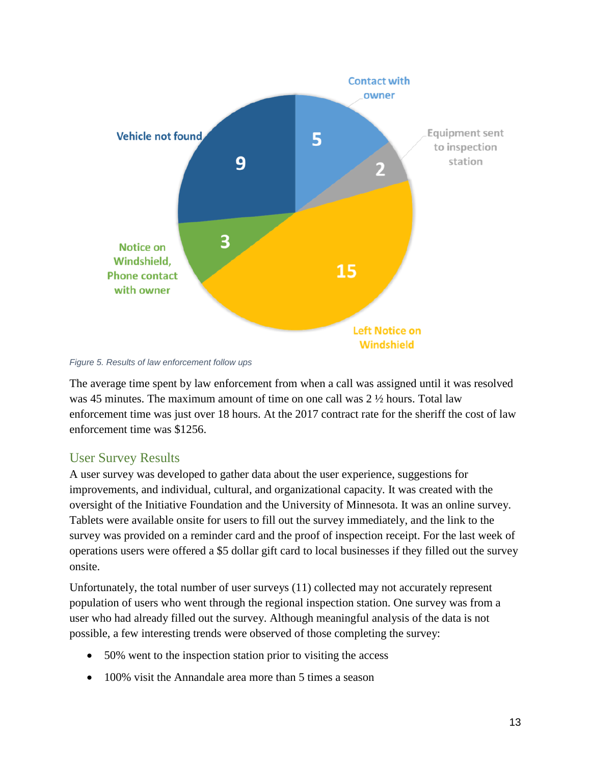Figure 5. Results of law enforcement follow ups

The average time spent by law enforcement from when a call was assigned until it was resolved was 45 minutes. The maximum amount of time on one call was 2 ½ hours. Total law enforcement time was just over 18 hours. At the 2017 contract rate for the sheriff the cost of law enforcement time was $1256.

## User Survey Results

A user survey was developed to gather data about the user experience, suggestions for improvements, and individual, cultural, and organizational capacity. It was created with the oversight of the Initiative Foundation and the University of Minnesota. It was an online survey. Tablets were available onsite for users to fill out the survey immediately, and the link to the survey was provided on a reminder card and the proof of inspection receipt. For the last week of operations users were offered a $5 dollar gift card to local businesses if they filled out the survey onsite.

Unfortunately, the total number of user surveys (11) collected may not accurately represent population of users who went through the regional inspection station. One survey was from a user who had already filled out the survey. Although meaningful analysis of the data is not possible, a few interesting trends were observed of those completing the survey:

- 50% went to the inspection station prior to visiting the access
- 100% visit the Annandale area more than 5 times a season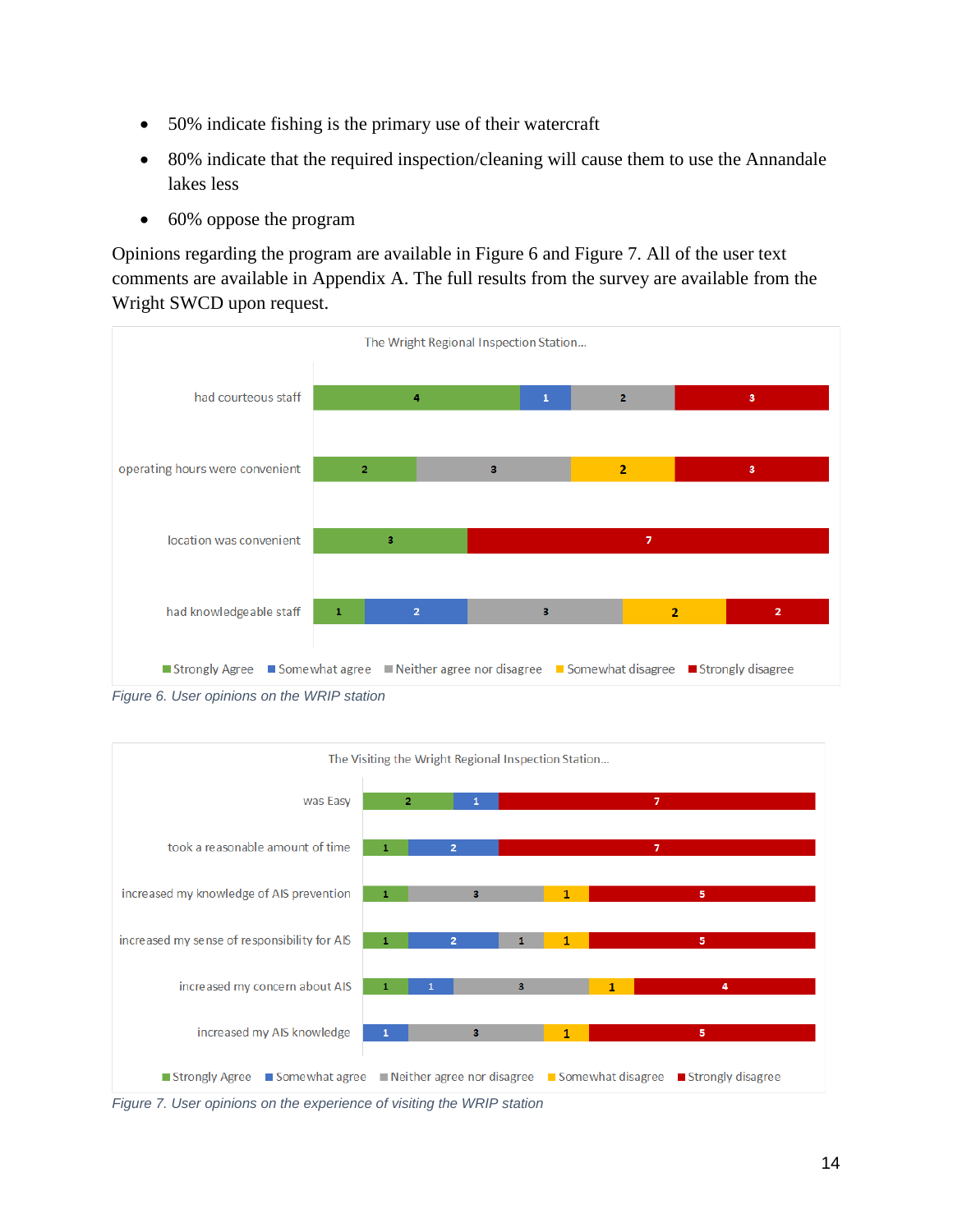- 50% indicate fishing is the primary use of their watercraft
- 80% indicate that the required inspection/cleaning will cause them to use the Annandale lakes less
- 60% oppose the program

Opinions regarding the program are available in Figure 6 and Figure 7. All of the user text comments are available in Appendix A. The full results from the survey are available from the Wright SWCD upon request.

The Wright Regional Inspection Station...

| | Strongly Agree | Somewhat agree | Neither agree nor disagree | Somewhat disagree | Strongly disagree |
|---|---|---|---|---|---|
| had courteous staff | 4 | 1 | 2 | | 3 |
| operating hours were convenient | 2 | | 3 | 2 | 3 |
| location was convenient | 3 | | | | 7 |
| had knowledgeable staff | 1 | 2 | 3 | 2 | 2 |

*Figure 6. User opinions on the WRIP station*

The Visiting the Wright Regional Inspection Station...

| | Strongly Agree | Somewhat agree | Neither agree nor disagree | Somewhat disagree | Strongly disagree |
|---|---|---|---|---|---|
| was Easy | 2 | 1 | | | 7 |
| took a reasonable amount of time | 1 | 2 | | | 7 |
| increased my knowledge of AIS prevention | 1 | | 3 | 1 | 5 |
| increased my sense of responsibility for AIS | 1 | 2 | 1 | 1 | 5 |
| increased my concern about AIS | 1 | 1 | 3 | 1 | 4 |
| increased my AIS knowledge | | 1 | 3 | 1 | 5 |

*Figure 7. User opinions on the experience of visiting the WRIP station*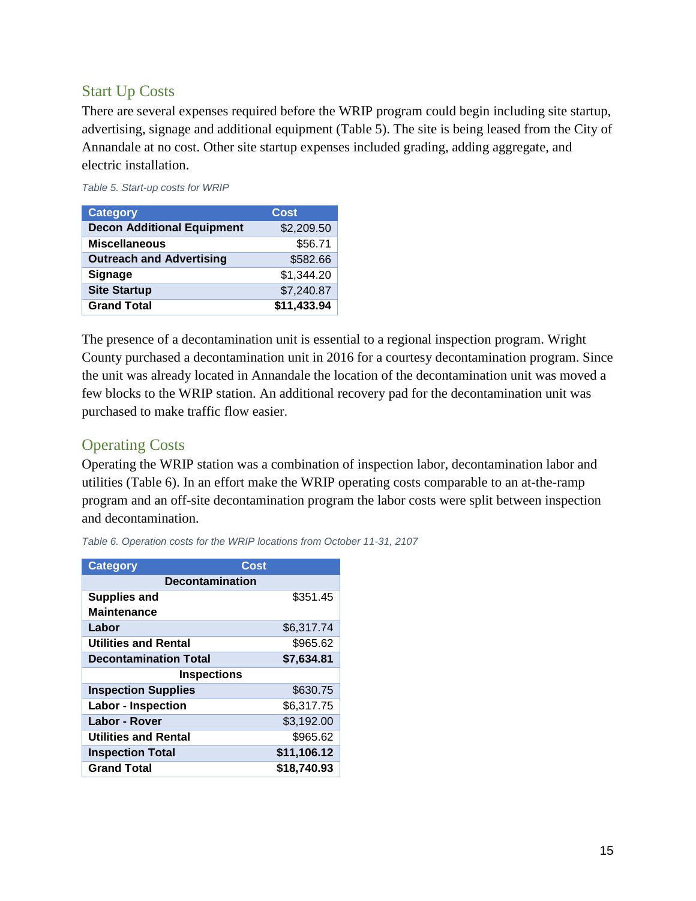## Start Up Costs

There are several expenses required before the WRIP program could begin including site startup, advertising, signage and additional equipment (Table 5). The site is being leased from the City of Annandale at no cost. Other site startup expenses included grading, adding aggregate, and electric installation.

*Table 5. Start-up costs for WRIP*

| Category | Cost |
|---|---|
| **Decon Additional Equipment** | $2,209.50 |
| **Miscellaneous** | $56.71 |
| **Outreach and Advertising** | $582.66 |
| **Signage** | $1,344.20 |
| **Site Startup** | $7,240.87 |
| **Grand Total** | **$11,433.94** |

The presence of a decontamination unit is essential to a regional inspection program. Wright County purchased a decontamination unit in 2016 for a courtesy decontamination program. Since the unit was already located in Annandale the location of the decontamination unit was moved a few blocks to the WRIP station. An additional recovery pad for the decontamination unit was purchased to make traffic flow easier.

## Operating Costs

Operating the WRIP station was a combination of inspection labor, decontamination labor and utilities (Table 6). In an effort make the WRIP operating costs comparable to an at-the-ramp program and an off-site decontamination program the labor costs were split between inspection and decontamination.

*Table 6. Operation costs for the WRIP locations from October 11-31, 2107*

| Category | Cost |
|---|---|
| **Decontamination** | |
| **Supplies and Maintenance** | $351.45 |
| **Labor** | $6,317.74 |
| **Utilities and Rental** | $965.62 |
| **Decontamination Total** | **$7,634.81** |
| **Inspections** | |
| **Inspection Supplies** | $630.75 |
| **Labor - Inspection** | $6,317.75 |
| **Labor - Rover** | $3,192.00 |
| **Utilities and Rental** | $965.62 |
| **Inspection Total** | **$11,106.12** |
| **Grand Total** | **$18,740.93** |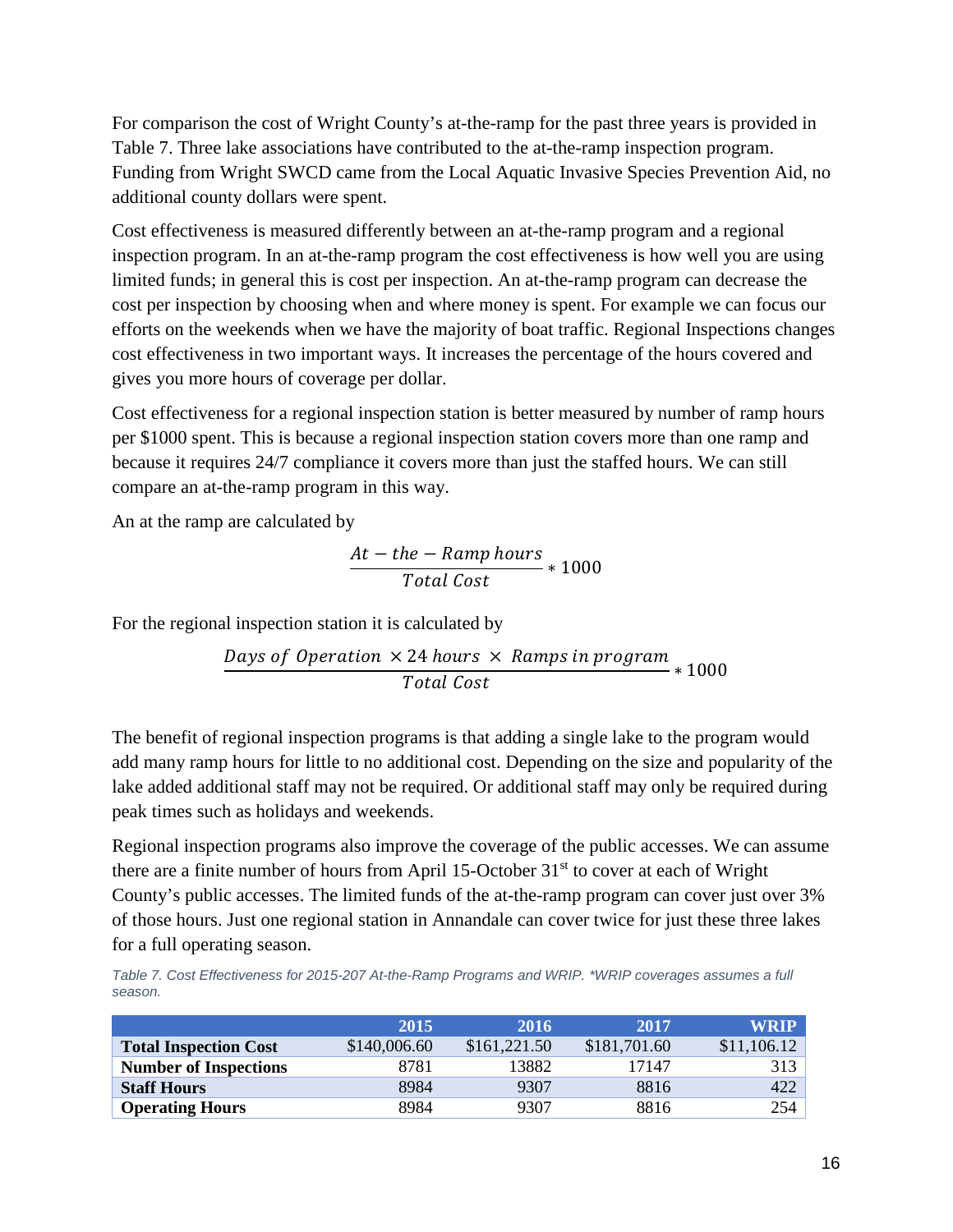For comparison the cost of Wright County's at-the-ramp for the past three years is provided in Table 7. Three lake associations have contributed to the at-the-ramp inspection program. Funding from Wright SWCD came from the Local Aquatic Invasive Species Prevention Aid, no additional county dollars were spent.

Cost effectiveness is measured differently between an at-the-ramp program and a regional inspection program. In an at-the-ramp program the cost effectiveness is how well you are using limited funds; in general this is cost per inspection. An at-the-ramp program can decrease the cost per inspection by choosing when and where money is spent. For example we can focus our efforts on the weekends when we have the majority of boat traffic. Regional Inspections changes cost effectiveness in two important ways. It increases the percentage of the hours covered and gives you more hours of coverage per dollar.

Cost effectiveness for a regional inspection station is better measured by number of ramp hours per $1000 spent. This is because a regional inspection station covers more than one ramp and because it requires 24/7 compliance it covers more than just the staffed hours. We can still compare an at-the-ramp program in this way.

An at the ramp are calculated by

$$\frac{At-the-Ramp\ hours}{Total\ Cost} * 1000$$

For the regional inspection station it is calculated by

$$\frac{Days\ of\ \ Operation\ \times 24\ hours\ \times\ Ramps\ in\ program}{Total\ Cost} * 1000$$

The benefit of regional inspection programs is that adding a single lake to the program would add many ramp hours for little to no additional cost. Depending on the size and popularity of the lake added additional staff may not be required. Or additional staff may only be required during peak times such as holidays and weekends.

Regional inspection programs also improve the coverage of the public accesses. We can assume there are a finite number of hours from April 15-October 31st to cover at each of Wright County's public accesses. The limited funds of the at-the-ramp program can cover just over 3% of those hours. Just one regional station in Annandale can cover twice for just these three lakes for a full operating season.

*Table 7. Cost Effectiveness for 2015-207 At-the-Ramp Programs and WRIP. \*WRIP coverages assumes a full season.*

| | 2015 | 2016 | 2017 | WRIP |
|---|---|---|---|---|
| **Total Inspection Cost** | $140,006.60 | $161,221.50 | $181,701.60 | $11,106.12 |
| **Number of Inspections** | 8781 | 13882 | 17147 | 313 |
| **Staff Hours** | 8984 | 9307 | 8816 | 422 |
| **Operating Hours** | 8984 | 9307 | 8816 | 254 |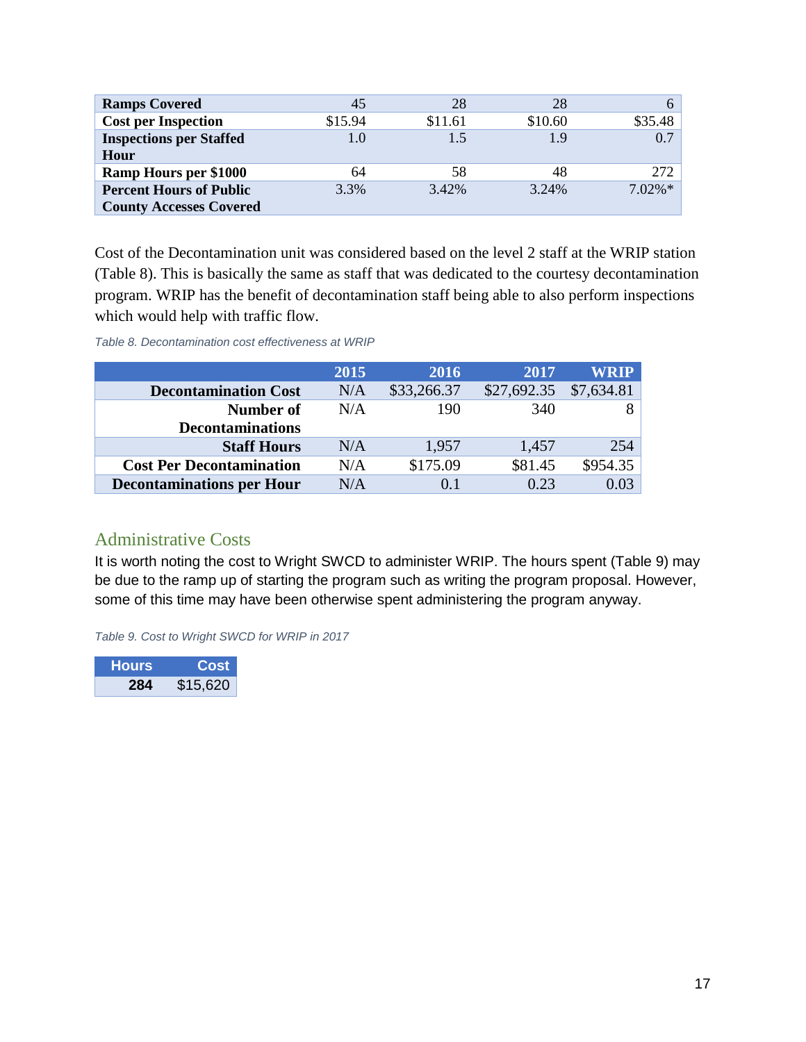| | | | | |
|---|---|---|---|---|
| **Ramps Covered** | 45 | 28 | 28 | 6 |
| **Cost per Inspection** | $15.94 | $11.61 | $10.60 | $35.48 |
| **Inspections per Staffed Hour** | 1.0 | 1.5 | 1.9 | 0.7 |
| **Ramp Hours per $1000** | 64 | 58 | 48 | 272 |
| **Percent Hours of Public County Accesses Covered** | 3.3% | 3.42% | 3.24% | 7.02%* |

Cost of the Decontamination unit was considered based on the level 2 staff at the WRIP station (Table 8). This is basically the same as staff that was dedicated to the courtesy decontamination program. WRIP has the benefit of decontamination staff being able to also perform inspections which would help with traffic flow.

*Table 8. Decontamination cost effectiveness at WRIP*

| | 2015 | 2016 | 2017 | WRIP |
|---|---|---|---|---|
| **Decontamination Cost** | N/A | $33,266.37 | $27,692.35 | $7,634.81 |
| **Number of Decontaminations** | N/A | 190 | 340 | 8 |
| **Staff Hours** | N/A | 1,957 | 1,457 | 254 |
| **Cost Per Decontamination** | N/A | $175.09 | $81.45 | $954.35 |
| **Decontaminations per Hour** | N/A | 0.1 | 0.23 | 0.03 |

## Administrative Costs

It is worth noting the cost to Wright SWCD to administer WRIP. The hours spent (Table 9) may be due to the ramp up of starting the program such as writing the program proposal. However, some of this time may have been otherwise spent administering the program anyway.

*Table 9. Cost to Wright SWCD for WRIP in 2017*

| Hours | Cost |
|---|---|
| **284** | $15,620 |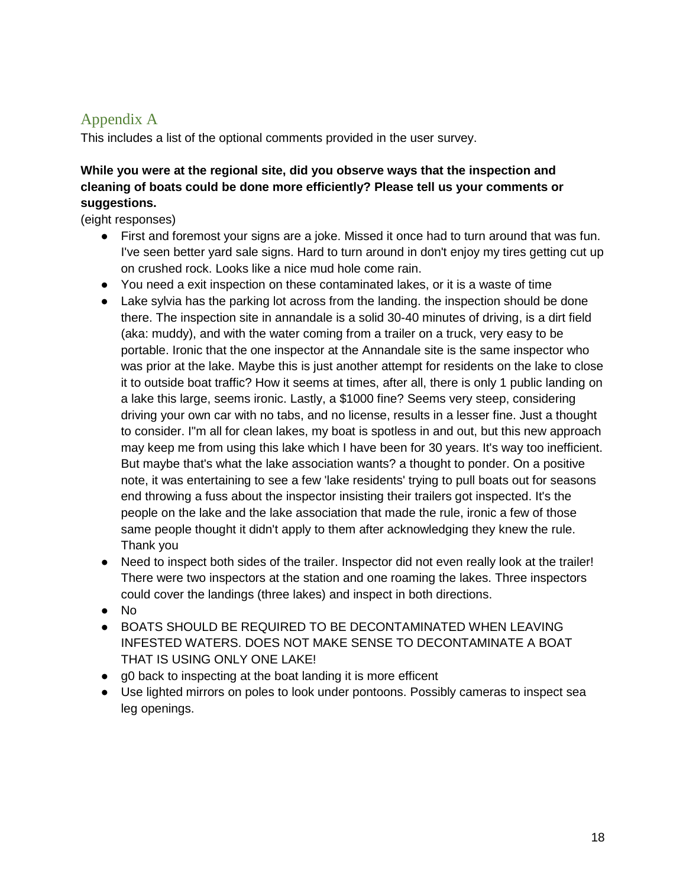## Appendix A

This includes a list of the optional comments provided in the user survey.

**While you were at the regional site, did you observe ways that the inspection and cleaning of boats could be done more efficiently? Please tell us your comments or suggestions.**

(eight responses)

- First and foremost your signs are a joke. Missed it once had to turn around that was fun. I've seen better yard sale signs. Hard to turn around in don't enjoy my tires getting cut up on crushed rock. Looks like a nice mud hole come rain.
- You need a exit inspection on these contaminated lakes, or it is a waste of time
- Lake sylvia has the parking lot across from the landing. the inspection should be done there. The inspection site in annandale is a solid 30-40 minutes of driving, is a dirt field (aka: muddy), and with the water coming from a trailer on a truck, very easy to be portable. Ironic that the one inspector at the Annandale site is the same inspector who was prior at the lake. Maybe this is just another attempt for residents on the lake to close it to outside boat traffic? How it seems at times, after all, there is only 1 public landing on a lake this large, seems ironic. Lastly, a $1000 fine? Seems very steep, considering driving your own car with no tabs, and no license, results in a lesser fine. Just a thought to consider. I"m all for clean lakes, my boat is spotless in and out, but this new approach may keep me from using this lake which I have been for 30 years. It's way too inefficient. But maybe that's what the lake association wants? a thought to ponder. On a positive note, it was entertaining to see a few 'lake residents' trying to pull boats out for seasons end throwing a fuss about the inspector insisting their trailers got inspected. It's the people on the lake and the lake association that made the rule, ironic a few of those same people thought it didn't apply to them after acknowledging they knew the rule. Thank you
- Need to inspect both sides of the trailer. Inspector did not even really look at the trailer! There were two inspectors at the station and one roaming the lakes. Three inspectors could cover the landings (three lakes) and inspect in both directions.
- No
- BOATS SHOULD BE REQUIRED TO BE DECONTAMINATED WHEN LEAVING INFESTED WATERS. DOES NOT MAKE SENSE TO DECONTAMINATE A BOAT THAT IS USING ONLY ONE LAKE!
- g0 back to inspecting at the boat landing it is more efficent
- Use lighted mirrors on poles to look under pontoons. Possibly cameras to inspect sea leg openings.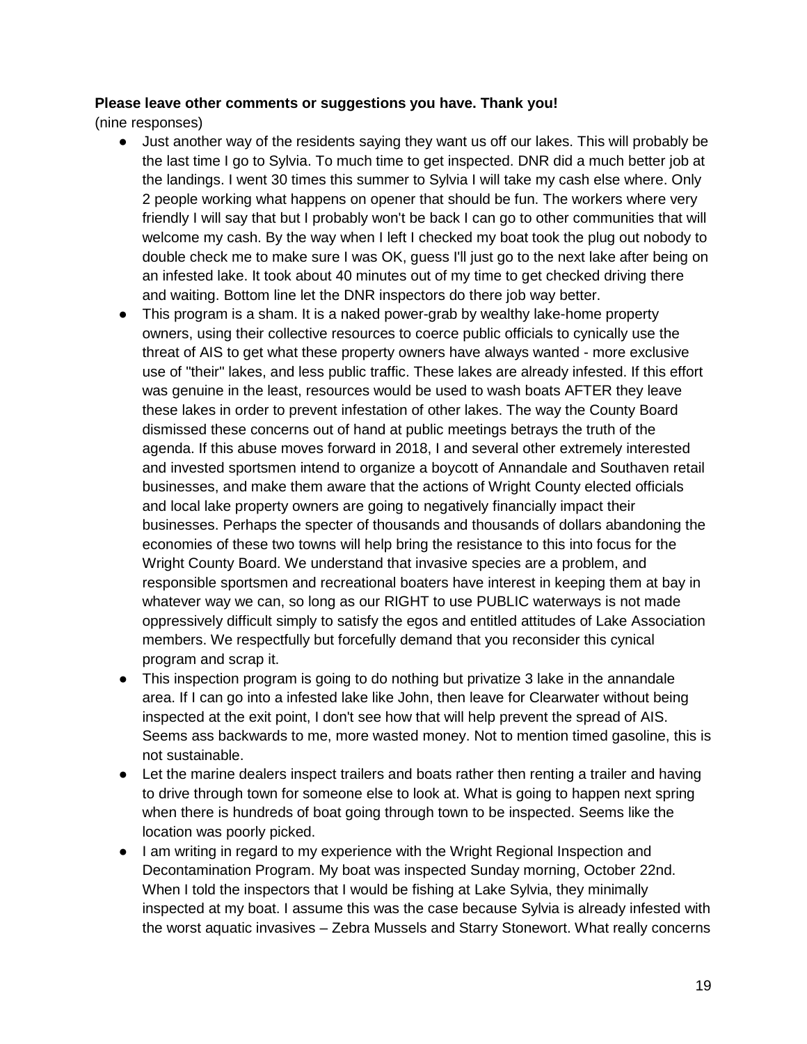**Please leave other comments or suggestions you have. Thank you!**
(nine responses)

- Just another way of the residents saying they want us off our lakes. This will probably be the last time I go to Sylvia. To much time to get inspected. DNR did a much better job at the landings. I went 30 times this summer to Sylvia I will take my cash else where. Only 2 people working what happens on opener that should be fun. The workers where very friendly I will say that but I probably won't be back I can go to other communities that will welcome my cash. By the way when I left I checked my boat took the plug out nobody to double check me to make sure I was OK, guess I'll just go to the next lake after being on an infested lake. It took about 40 minutes out of my time to get checked driving there and waiting. Bottom line let the DNR inspectors do there job way better.
- This program is a sham. It is a naked power-grab by wealthy lake-home property owners, using their collective resources to coerce public officials to cynically use the threat of AIS to get what these property owners have always wanted - more exclusive use of "their" lakes, and less public traffic. These lakes are already infested. If this effort was genuine in the least, resources would be used to wash boats AFTER they leave these lakes in order to prevent infestation of other lakes. The way the County Board dismissed these concerns out of hand at public meetings betrays the truth of the agenda. If this abuse moves forward in 2018, I and several other extremely interested and invested sportsmen intend to organize a boycott of Annandale and Southaven retail businesses, and make them aware that the actions of Wright County elected officials and local lake property owners are going to negatively financially impact their businesses. Perhaps the specter of thousands and thousands of dollars abandoning the economies of these two towns will help bring the resistance to this into focus for the Wright County Board. We understand that invasive species are a problem, and responsible sportsmen and recreational boaters have interest in keeping them at bay in whatever way we can, so long as our RIGHT to use PUBLIC waterways is not made oppressively difficult simply to satisfy the egos and entitled attitudes of Lake Association members. We respectfully but forcefully demand that you reconsider this cynical program and scrap it.
- This inspection program is going to do nothing but privatize 3 lake in the annandale area. If I can go into a infested lake like John, then leave for Clearwater without being inspected at the exit point, I don't see how that will help prevent the spread of AIS. Seems ass backwards to me, more wasted money. Not to mention timed gasoline, this is not sustainable.
- Let the marine dealers inspect trailers and boats rather then renting a trailer and having to drive through town for someone else to look at. What is going to happen next spring when there is hundreds of boat going through town to be inspected. Seems like the location was poorly picked.
- I am writing in regard to my experience with the Wright Regional Inspection and Decontamination Program. My boat was inspected Sunday morning, October 22nd. When I told the inspectors that I would be fishing at Lake Sylvia, they minimally inspected at my boat. I assume this was the case because Sylvia is already infested with the worst aquatic invasives – Zebra Mussels and Starry Stonewort. What really concerns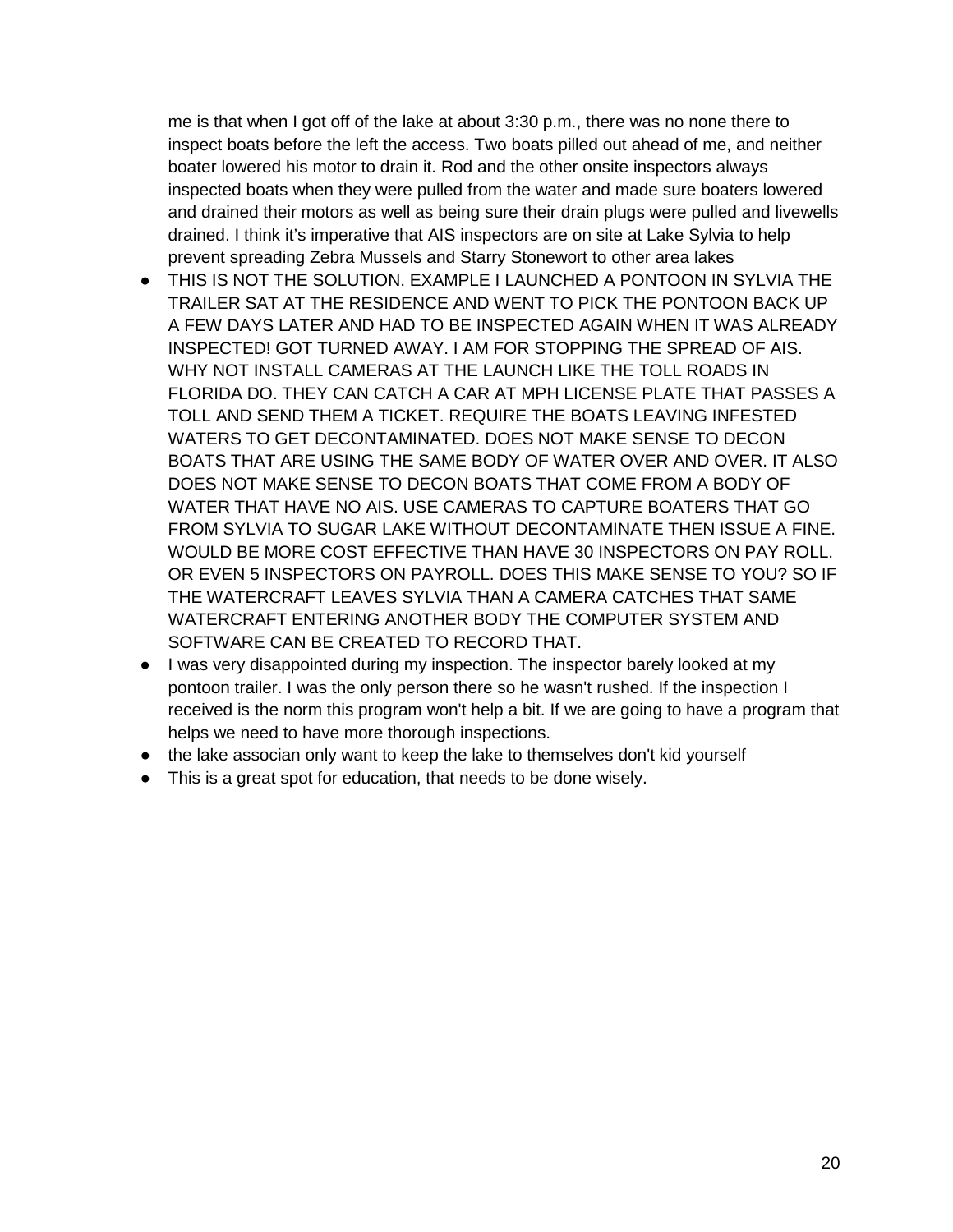me is that when I got off of the lake at about 3:30 p.m., there was no none there to inspect boats before the left the access. Two boats pilled out ahead of me, and neither boater lowered his motor to drain it. Rod and the other onsite inspectors always inspected boats when they were pulled from the water and made sure boaters lowered and drained their motors as well as being sure their drain plugs were pulled and livewells drained. I think it's imperative that AIS inspectors are on site at Lake Sylvia to help prevent spreading Zebra Mussels and Starry Stonewort to other area lakes

- THIS IS NOT THE SOLUTION. EXAMPLE I LAUNCHED A PONTOON IN SYLVIA THE TRAILER SAT AT THE RESIDENCE AND WENT TO PICK THE PONTOON BACK UP A FEW DAYS LATER AND HAD TO BE INSPECTED AGAIN WHEN IT WAS ALREADY INSPECTED! GOT TURNED AWAY. I AM FOR STOPPING THE SPREAD OF AIS. WHY NOT INSTALL CAMERAS AT THE LAUNCH LIKE THE TOLL ROADS IN FLORIDA DO. THEY CAN CATCH A CAR AT MPH LICENSE PLATE THAT PASSES A TOLL AND SEND THEM A TICKET. REQUIRE THE BOATS LEAVING INFESTED WATERS TO GET DECONTAMINATED. DOES NOT MAKE SENSE TO DECON BOATS THAT ARE USING THE SAME BODY OF WATER OVER AND OVER. IT ALSO DOES NOT MAKE SENSE TO DECON BOATS THAT COME FROM A BODY OF WATER THAT HAVE NO AIS. USE CAMERAS TO CAPTURE BOATERS THAT GO FROM SYLVIA TO SUGAR LAKE WITHOUT DECONTAMINATE THEN ISSUE A FINE. WOULD BE MORE COST EFFECTIVE THAN HAVE 30 INSPECTORS ON PAY ROLL. OR EVEN 5 INSPECTORS ON PAYROLL. DOES THIS MAKE SENSE TO YOU? SO IF THE WATERCRAFT LEAVES SYLVIA THAN A CAMERA CATCHES THAT SAME WATERCRAFT ENTERING ANOTHER BODY THE COMPUTER SYSTEM AND SOFTWARE CAN BE CREATED TO RECORD THAT.
- I was very disappointed during my inspection. The inspector barely looked at my pontoon trailer. I was the only person there so he wasn't rushed. If the inspection I received is the norm this program won't help a bit. If we are going to have a program that helps we need to have more thorough inspections.
- the lake associan only want to keep the lake to themselves don't kid yourself
- This is a great spot for education, that needs to be done wisely.